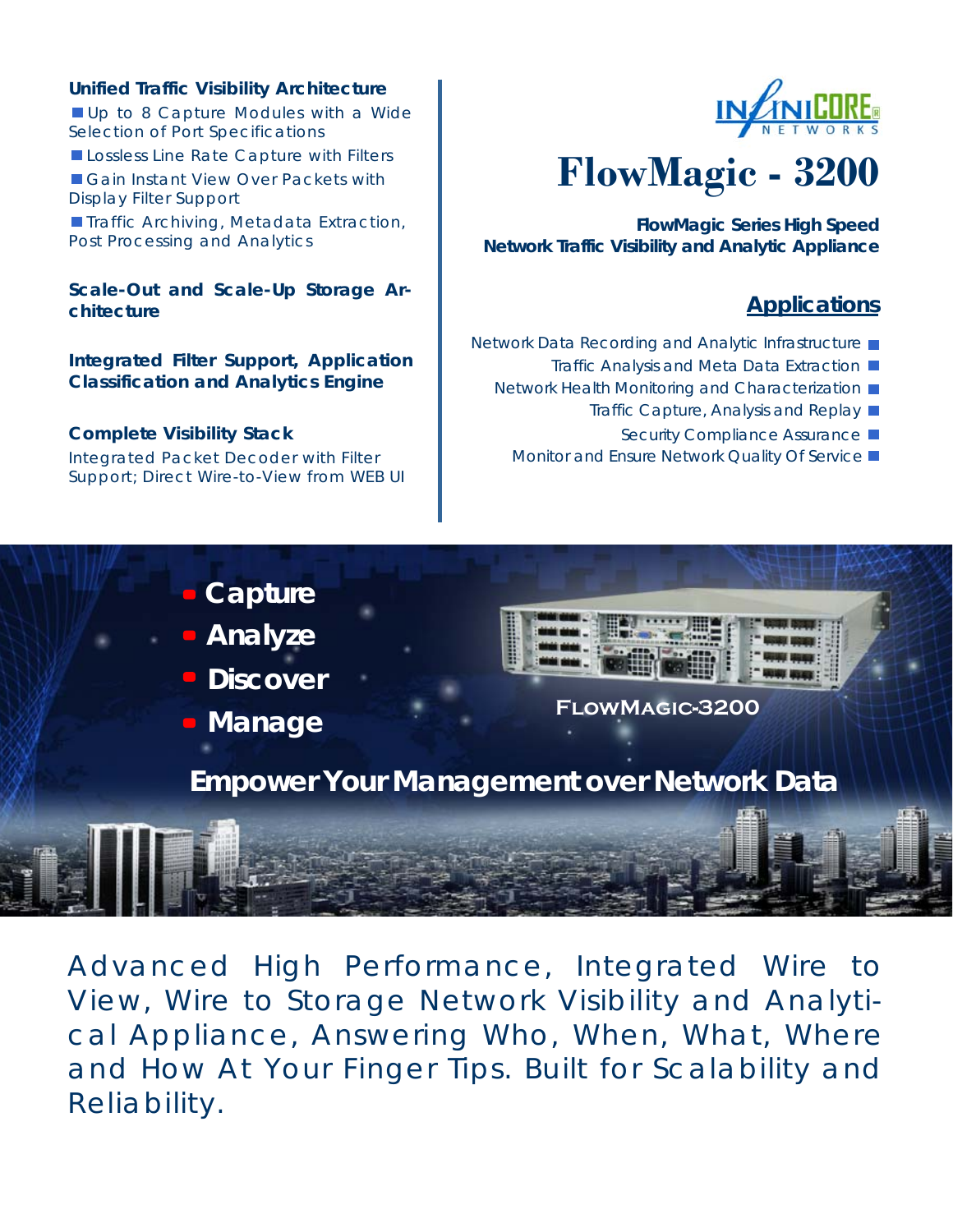# FlowMagic - 3200

**FlowMagic Series High Speed Network Traffic Visibility and Analytic Appliance**

### Unified Traffic Visibility Architecture

- Up to 8 Capture Modules with a Wide Selection of Port Specifications
- Lossless Line Rate Capture with Filters
- Gain Instant View Over Packets with Display Filter Support
- Traffic Archiving, Metadata Extraction, Post Processing and Analytics

### Scale-Out and Scale-Up Storage Architecture

### Integrated Filter Support, Application Classification and Analytics Engine

### Complete Visibility Stack

Integrated Packet Decoder with Filter Support; Direct Wire-to-View from WEB UI

## Applications

- Network Data Recording and Analytic Infrastructure
- Traffic Analysis and Meta Data Extraction
- Network Health Monitoring and Characterization
- Traffic Capture, Analysis and Replay
- Security Compliance Assurance
- Monitor and Ensure Network Quality Of Service

- **Capture**
- **Analyze**
- **Discover**
- **Manage**

FLOWMAGIC-3200

**Empower Your Management over Network Data**

Advanced High Performance, Integrated Wire to View, Wire to Storage Network Visibility and Analytical Appliance, Answering Who, When, What, Where and How At Your Finger Tips. Built for Scalability and Reliability.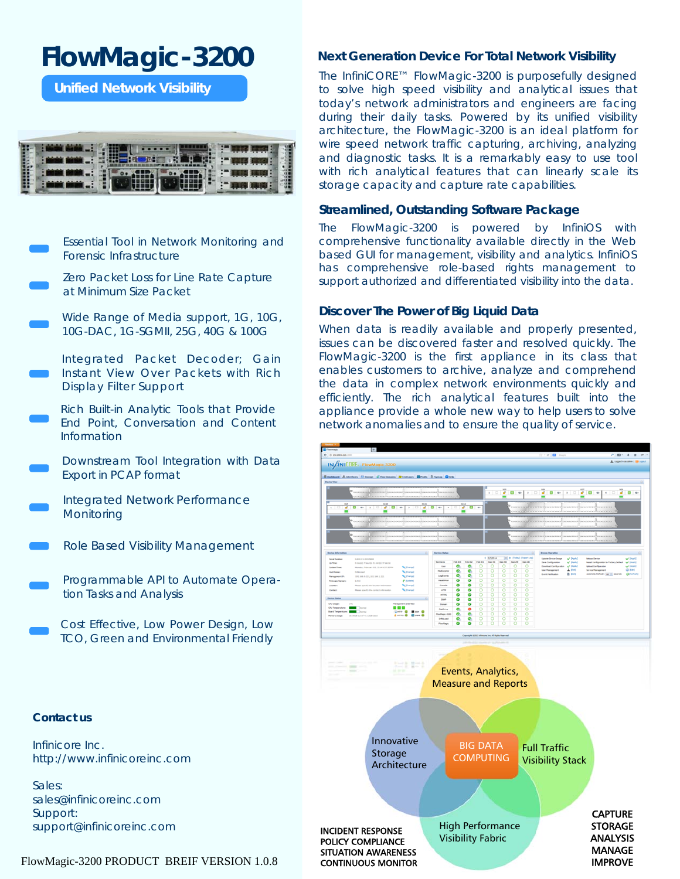# FlowMagic-3200

**Unified Network Visibility**

- Essential Tool in Network Monitoring and Forensic Infrastructure
- Zero Packet Loss for Line Rate Capture at Minimum Size Packet
- Wide Range of Media support, 1G, 10G, 10G-DAC, 1G-SGMII, 25G, 40G & 100G
- Integrated Packet Decoder; Gain Instant View Over Packets with Rich Display Filter Support
- Rich Built-in Analytic Tools that Provide End Point, Conversation and Content Information
- Downstream Tool Integration with Data Export in PCAP format
- Integrated Network Performance Monitoring
- Role Based Visibility Management
- Programmable API to Automate Operation Tasks and Analysis
- Cost Effective, Low Power Design, Low TCO, Green and Environmental Friendly

**Contact us**

Infinicore Inc.
http://www.infinicoreinc.com

Sales:
sales@infinicoreinc.com
Support:
support@infinicoreinc.com

FlowMagic-3200 PRODUCT BREIF VERSION 1.0.8

## Next Generation Device For Total Network Visibility

The InfiniCORE™ FlowMagic-3200 is purposefully designed to solve high speed visibility and analytical issues that today's network administrators and engineers are facing during their daily tasks. Powered by its unified visibility architecture, the FlowMagic-3200 is an ideal platform for wire speed network traffic capturing, archiving, analyzing and diagnostic tasks. It is a remarkably easy to use tool with rich analytical features that can linearly scale its storage capacity and capture rate capabilities.

## Streamlined, Outstanding Software Package

The FlowMagic-3200 is powered by InfiniOS with comprehensive functionality available directly in the Web based GUI for management, visibility and analytics. InfiniOS has comprehensive role-based rights management to support authorized and differentiated visibility into the data.

## Discover The Power of Big Liquid Data

When data is readily available and properly presented, issues can be discovered faster and resolved quickly. The FlowMagic-3200 is the first appliance in its class that enables customers to archive, analyze and comprehend the data in complex network environments quickly and efficiently. The rich analytical features built into the appliance provide a whole new way to help users to solve network anomalies and to ensure the quality of service.

Events, Analytics, Measure and Reports

Innovative Storage Architecture

BIG DATA COMPUTING

Full Traffic Visibility Stack

High Performance Visibility Fabric

INCIDENT RESPONSE
POLICY COMPLIANCE
SITUATION AWARENESS
CONTINUOUS MONITOR

CAPTURE
STORAGE
ANALYSIS
MANAGE
IMPROVE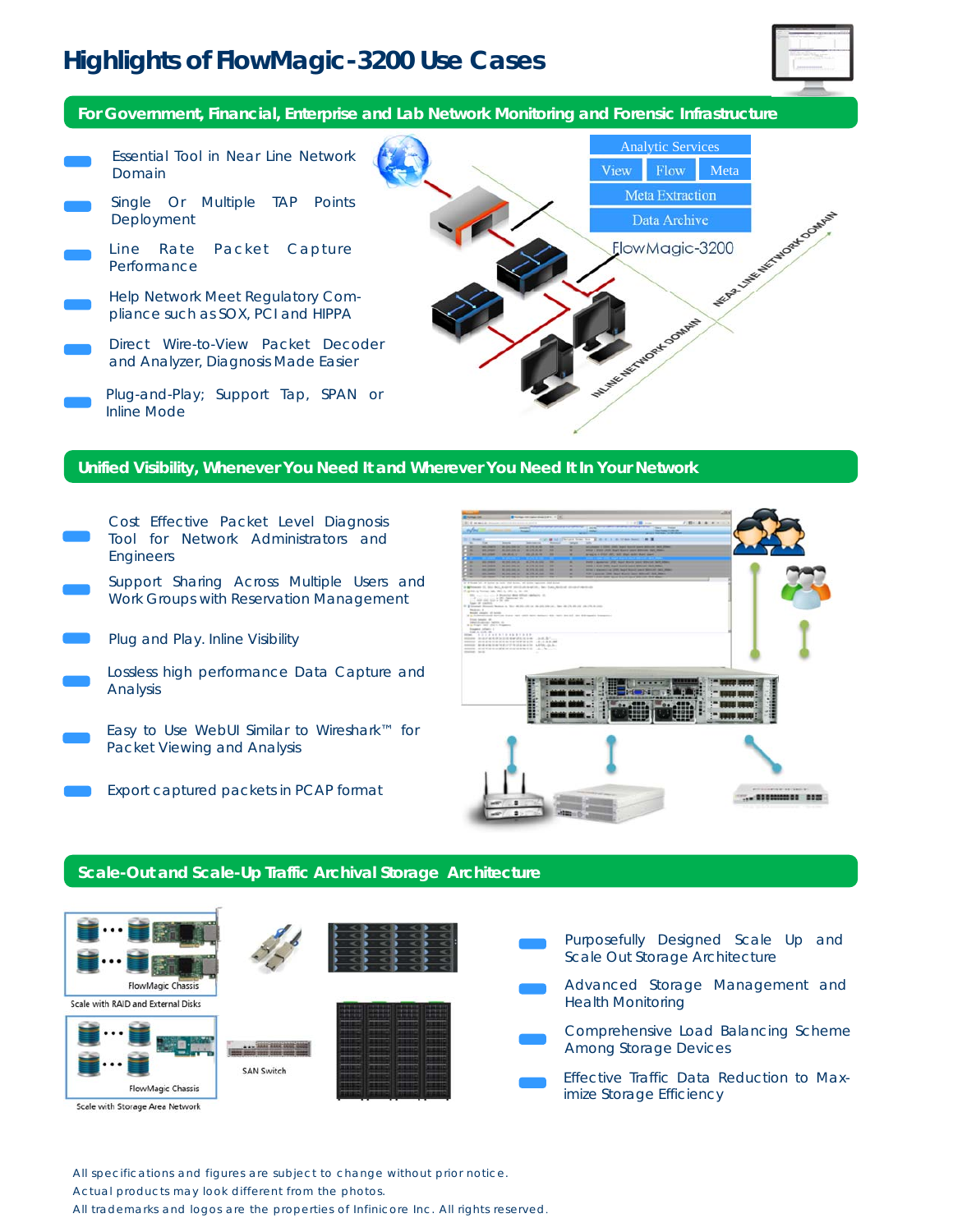# Highlights of FlowMagic-3200 Use Cases

## For Government, Financial, Enterprise and Lab Network Monitoring and Forensic Infrastructure

- Essential Tool in Near Line Network Domain
- Single Or Multiple TAP Points Deployment
- Line Rate Packet Capture Performance
- Help Network Meet Regulatory Compliance such as SOX, PCI and HIPPA
- Direct Wire-to-View Packet Decoder and Analyzer, Diagnosis Made Easier
- Plug-and-Play; Support Tap, SPAN or Inline Mode

Analytic Services
View | Flow | Meta
Meta Extraction
Data Archive
FlowMagic-3200
NEAR LINE NETWORK DOMAIN
INLINE NETWORK DOMAIN

## Unified Visibility, Whenever You Need It and Wherever You Need It In Your Network

- Cost Effective Packet Level Diagnosis Tool for Network Administrators and Engineers
- Support Sharing Across Multiple Users and Work Groups with Reservation Management
- Plug and Play. Inline Visibility
- Lossless high performance Data Capture and Analysis
- Easy to Use WebUI Similar to Wireshark™ for Packet Viewing and Analysis
- Export captured packets in PCAP format

## Scale-Out and Scale-Up Traffic Archival Storage Architecture

FlowMagic Chassis
Scale with RAID and External Disks

FlowMagic Chassis
SAN Switch
Scale with Storage Area Network

- Purposefully Designed Scale Up and Scale Out Storage Architecture
- Advanced Storage Management and Health Monitoring
- Comprehensive Load Balancing Scheme Among Storage Devices
- Effective Traffic Data Reduction to Maximize Storage Efficiency

All specifications and figures are subject to change without prior notice.
Actual products may look different from the photos.
All trademarks and logos are the properties of Infinicore Inc. All rights reserved.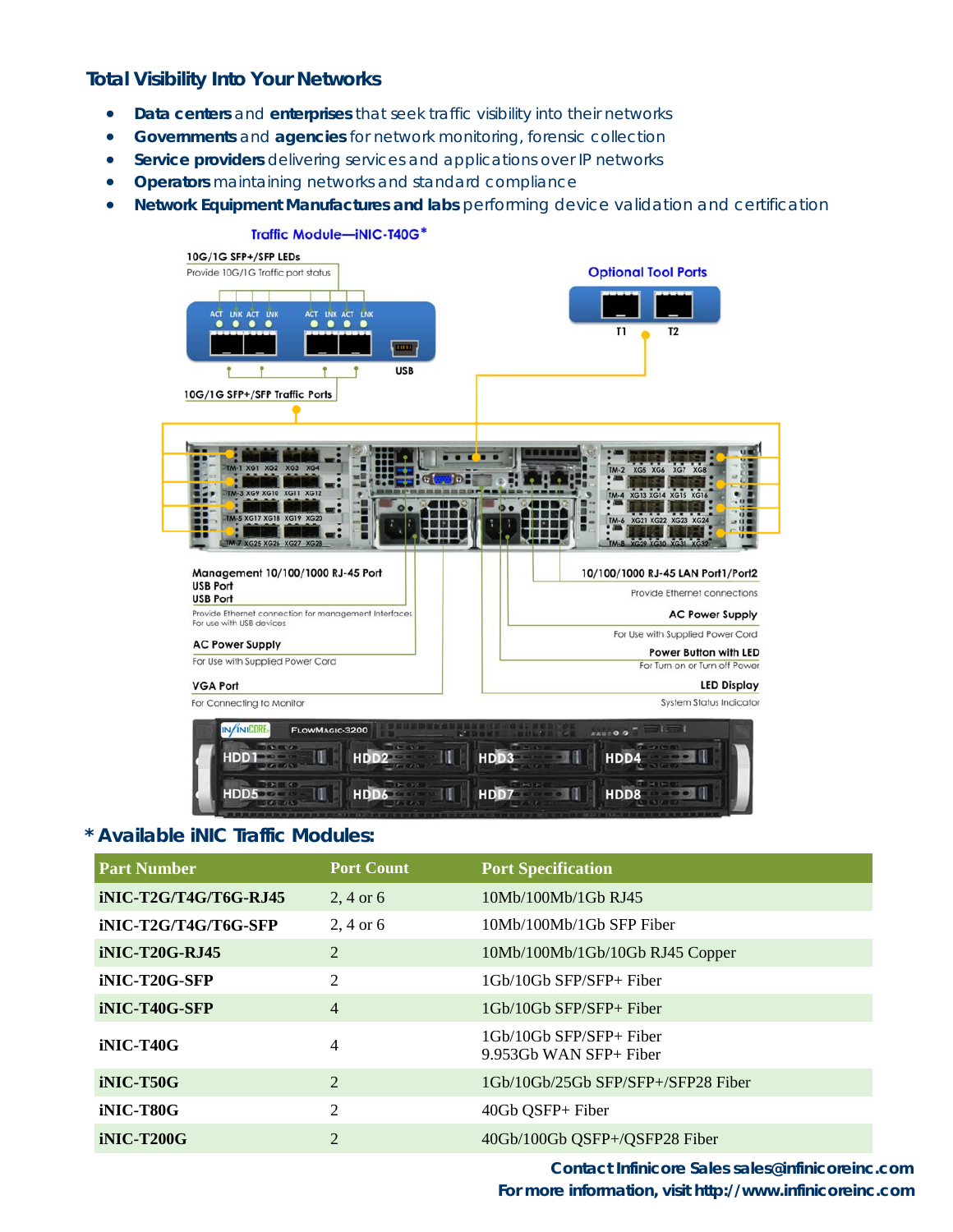## Total Visibility Into Your Networks

- **Data centers** and **enterprises** that seek traffic visibility into their networks
- **Governments** and **agencies** for network monitoring, forensic collection
- **Service providers** delivering services and applications over IP networks
- **Operators** maintaining networks and standard compliance
- **Network Equipment Manufactures and labs** performing device validation and certification

Traffic Module—iNIC-T40G*

10G/1G SFP+/SFP LEDs
Provide 10G/1G Traffic port status

ACT LNK ACT LNK ACT LNK ACT LNK

USB

10G/1G SFP+/SFP Traffic Ports

Optional Tool Ports

T1 T2

TM-1 XG1 XG2 XG3 XG4
TM-3 XG9 XG10 XG11 XG12
TM-5 XG17 XG18 XG19 XG20
TM-7 XG25 XG26 XG27 XG28
TM-2 XG5 XG6 XG7 XG8
TM-4 XG13 XG14 XG15 XG16
TM-6 XG21 XG22 XG23 XG24
TM-8 XG29 XG30 XG31 XG32

Management 10/100/1000 RJ-45 Port
USB Port
USB Port
Provide Ethernet connection for management Interfaces
For use with USB devices

AC Power Supply
For Use with Supplied Power Cord

VGA Port
For Connecting to Monitor

10/100/1000 RJ-45 LAN Port1/Port2
Provide Ethernet connections

AC Power Supply
For Use with Supplied Power Cord

Power Button with LED
For Turn on or Turn off Power

LED Display
System Status Indicator

INFINICORE FLOWMAGIC-3200

HDD1 HDD2 HDD3 HDD4
HDD5 HDD6 HDD7 HDD8

## * Available iNIC Traffic Modules:

| Part Number | Port Count | Port Specification |
|---|---|---|
| **iNIC-T2G/T4G/T6G-RJ45** | 2, 4 or 6 | 10Mb/100Mb/1Gb RJ45 |
| **iNIC-T2G/T4G/T6G-SFP** | 2, 4 or 6 | 10Mb/100Mb/1Gb SFP Fiber |
| **iNIC-T20G-RJ45** | 2 | 10Mb/100Mb/1Gb/10Gb RJ45 Copper |
| **iNIC-T20G-SFP** | 2 | 1Gb/10Gb SFP/SFP+ Fiber |
| **iNIC-T40G-SFP** | 4 | 1Gb/10Gb SFP/SFP+ Fiber |
| **iNIC-T40G** | 4 | 1Gb/10Gb SFP/SFP+ Fiber<br>9.953Gb WAN SFP+ Fiber |
| **iNIC-T50G** | 2 | 1Gb/10Gb/25Gb SFP/SFP+/SFP28 Fiber |
| **iNIC-T80G** | 2 | 40Gb QSFP+ Fiber |
| **iNIC-T200G** | 2 | 40Gb/100Gb QSFP+/QSFP28 Fiber |

**Contact Infinicore Sales sales@infinicoreinc.com**
**For more information, visit http://www.infinicoreinc.com**